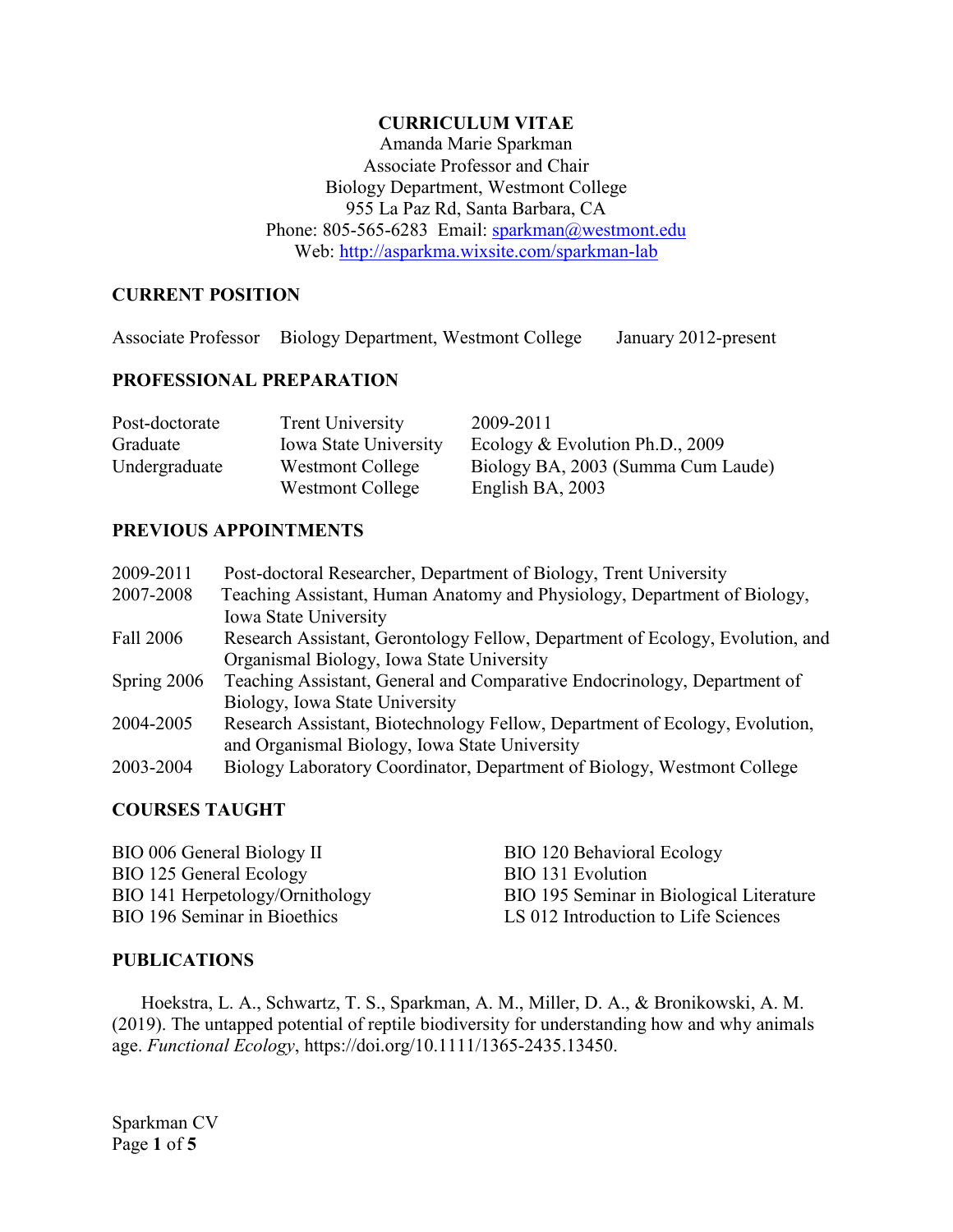# CURRICULUM VITAE

Amanda Marie Sparkman
Associate Professor and Chair
Biology Department, Westmont College
955 La Paz Rd, Santa Barbara, CA
Phone: 805-565-6283 Email: sparkman@westmont.edu
Web: http://asparkma.wixsite.com/sparkman-lab

## CURRENT POSITION

| | | |
|---|---|---|
| Associate Professor | Biology Department, Westmont College | January 2012-present |

## PROFESSIONAL PREPARATION

| | | |
|---|---|---|
| Post-doctorate | Trent University | 2009-2011 |
| Graduate | Iowa State University | Ecology & Evolution Ph.D., 2009 |
| Undergraduate | Westmont College | Biology BA, 2003 (Summa Cum Laude) |
| | Westmont College | English BA, 2003 |

## PREVIOUS APPOINTMENTS

| | |
|---|---|
| 2009-2011 | Post-doctoral Researcher, Department of Biology, Trent University |
| 2007-2008 | Teaching Assistant, Human Anatomy and Physiology, Department of Biology, Iowa State University |
| Fall 2006 | Research Assistant, Gerontology Fellow, Department of Ecology, Evolution, and Organismal Biology, Iowa State University |
| Spring 2006 | Teaching Assistant, General and Comparative Endocrinology, Department of Biology, Iowa State University |
| 2004-2005 | Research Assistant, Biotechnology Fellow, Department of Ecology, Evolution, and Organismal Biology, Iowa State University |
| 2003-2004 | Biology Laboratory Coordinator, Department of Biology, Westmont College |

## COURSES TAUGHT

- BIO 006 General Biology II
- BIO 125 General Ecology
- BIO 141 Herpetology/Ornithology
- BIO 196 Seminar in Bioethics
- BIO 120 Behavioral Ecology
- BIO 131 Evolution
- BIO 195 Seminar in Biological Literature
- LS 012 Introduction to Life Sciences

## PUBLICATIONS

Hoekstra, L. A., Schwartz, T. S., Sparkman, A. M., Miller, D. A., & Bronikowski, A. M. (2019). The untapped potential of reptile biodiversity for understanding how and why animals age. *Functional Ecology*, https://doi.org/10.1111/1365-2435.13450.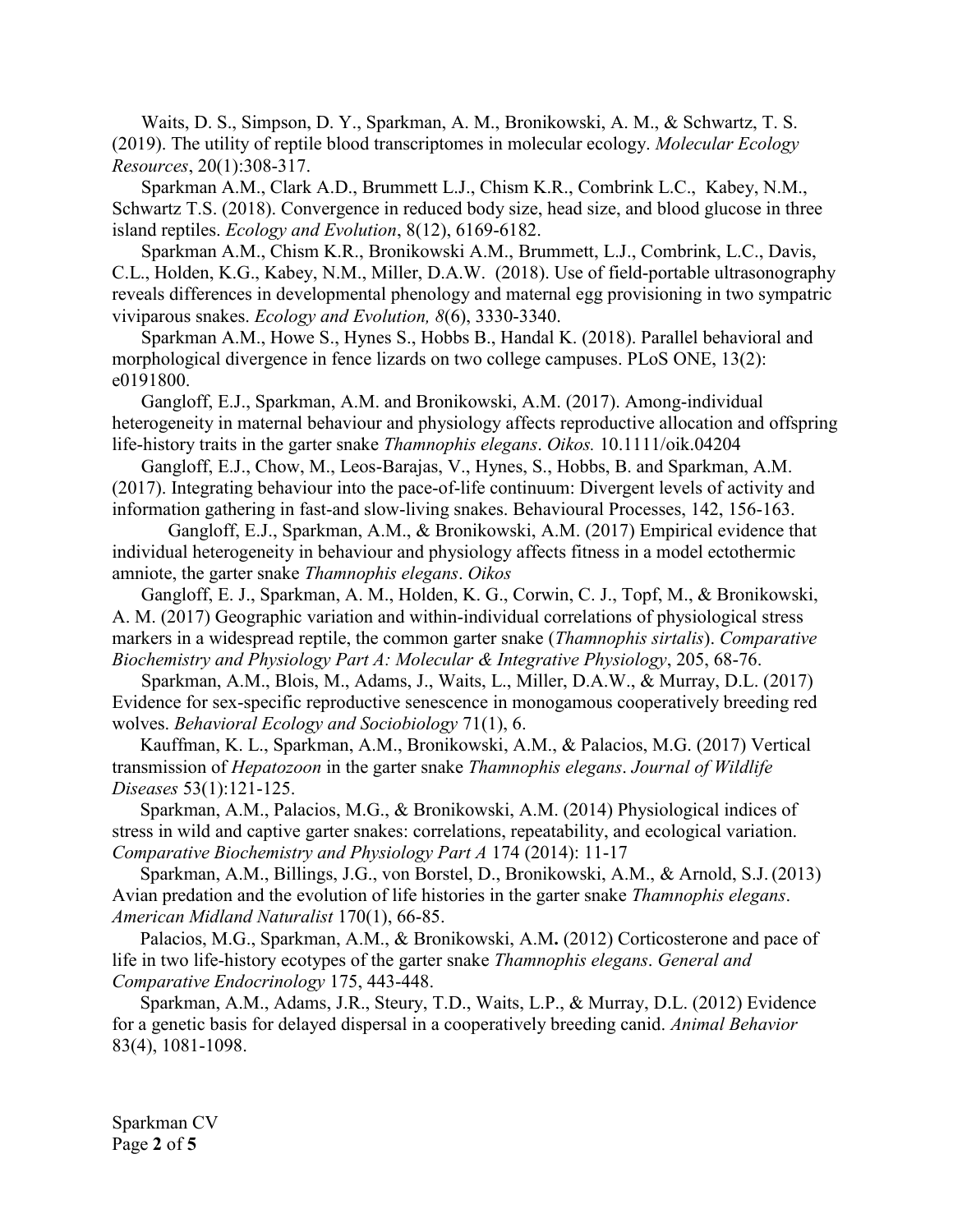Waits, D. S., Simpson, D. Y., Sparkman, A. M., Bronikowski, A. M., & Schwartz, T. S. (2019). The utility of reptile blood transcriptomes in molecular ecology. *Molecular Ecology Resources*, 20(1):308-317.

Sparkman A.M., Clark A.D., Brummett L.J., Chism K.R., Combrink L.C., Kabey, N.M., Schwartz T.S. (2018). Convergence in reduced body size, head size, and blood glucose in three island reptiles. *Ecology and Evolution*, 8(12), 6169-6182.

Sparkman A.M., Chism K.R., Bronikowski A.M., Brummett, L.J., Combrink, L.C., Davis, C.L., Holden, K.G., Kabey, N.M., Miller, D.A.W. (2018). Use of field-portable ultrasonography reveals differences in developmental phenology and maternal egg provisioning in two sympatric viviparous snakes. *Ecology and Evolution, 8*(6), 3330-3340.

Sparkman A.M., Howe S., Hynes S., Hobbs B., Handal K. (2018). Parallel behavioral and morphological divergence in fence lizards on two college campuses. PLoS ONE, 13(2): e0191800.

Gangloff, E.J., Sparkman, A.M. and Bronikowski, A.M. (2017). Among-individual heterogeneity in maternal behaviour and physiology affects reproductive allocation and offspring life-history traits in the garter snake *Thamnophis elegans*. *Oikos.* 10.1111/oik.04204

Gangloff, E.J., Chow, M., Leos-Barajas, V., Hynes, S., Hobbs, B. and Sparkman, A.M. (2017). Integrating behaviour into the pace-of-life continuum: Divergent levels of activity and information gathering in fast-and slow-living snakes. Behavioural Processes, 142, 156-163.

Gangloff, E.J., Sparkman, A.M., & Bronikowski, A.M. (2017) Empirical evidence that individual heterogeneity in behaviour and physiology affects fitness in a model ectothermic amniote, the garter snake *Thamnophis elegans*. *Oikos*

Gangloff, E. J., Sparkman, A. M., Holden, K. G., Corwin, C. J., Topf, M., & Bronikowski, A. M. (2017) Geographic variation and within-individual correlations of physiological stress markers in a widespread reptile, the common garter snake (*Thamnophis sirtalis*). *Comparative Biochemistry and Physiology Part A: Molecular & Integrative Physiology*, 205, 68-76.

Sparkman, A.M., Blois, M., Adams, J., Waits, L., Miller, D.A.W., & Murray, D.L. (2017) Evidence for sex-specific reproductive senescence in monogamous cooperatively breeding red wolves. *Behavioral Ecology and Sociobiology* 71(1), 6.

Kauffman, K. L., Sparkman, A.M., Bronikowski, A.M., & Palacios, M.G. (2017) Vertical transmission of *Hepatozoon* in the garter snake *Thamnophis elegans*. *Journal of Wildlife Diseases* 53(1):121-125.

Sparkman, A.M., Palacios, M.G., & Bronikowski, A.M. (2014) Physiological indices of stress in wild and captive garter snakes: correlations, repeatability, and ecological variation. *Comparative Biochemistry and Physiology Part A* 174 (2014): 11-17

Sparkman, A.M., Billings, J.G., von Borstel, D., Bronikowski, A.M., & Arnold, S.J. (2013) Avian predation and the evolution of life histories in the garter snake *Thamnophis elegans*. *American Midland Naturalist* 170(1), 66-85.

Palacios, M.G., Sparkman, A.M., & Bronikowski, A.M**.** (2012) Corticosterone and pace of life in two life-history ecotypes of the garter snake *Thamnophis elegans*. *General and Comparative Endocrinology* 175, 443-448.

Sparkman, A.M., Adams, J.R., Steury, T.D., Waits, L.P., & Murray, D.L. (2012) Evidence for a genetic basis for delayed dispersal in a cooperatively breeding canid. *Animal Behavior* 83(4), 1081-1098.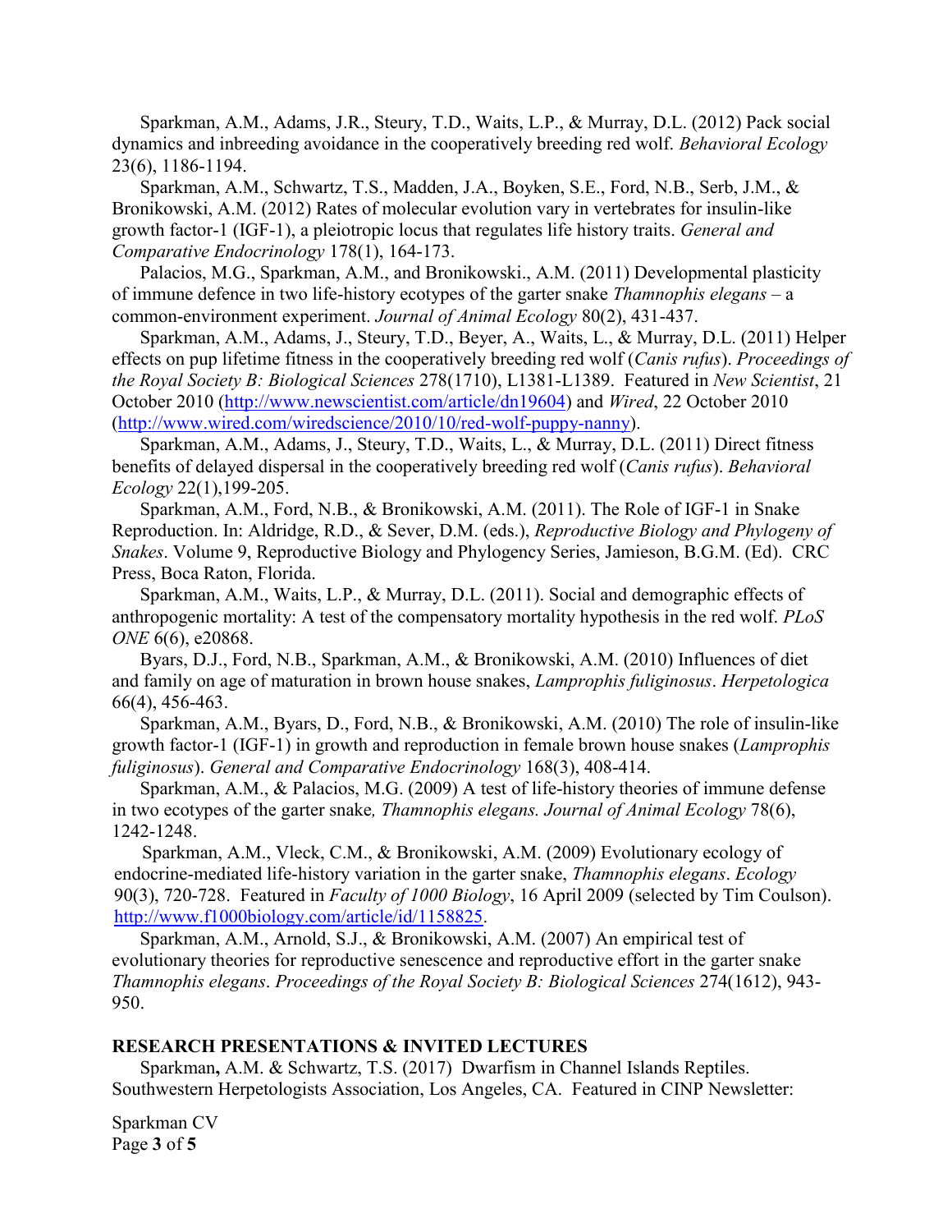Sparkman, A.M., Adams, J.R., Steury, T.D., Waits, L.P., & Murray, D.L. (2012) Pack social dynamics and inbreeding avoidance in the cooperatively breeding red wolf. *Behavioral Ecology* 23(6), 1186-1194.

Sparkman, A.M., Schwartz, T.S., Madden, J.A., Boyken, S.E., Ford, N.B., Serb, J.M., & Bronikowski, A.M. (2012) Rates of molecular evolution vary in vertebrates for insulin-like growth factor-1 (IGF-1), a pleiotropic locus that regulates life history traits. *General and Comparative Endocrinology* 178(1), 164-173.

Palacios, M.G., Sparkman, A.M., and Bronikowski., A.M. (2011) Developmental plasticity of immune defence in two life-history ecotypes of the garter snake *Thamnophis elegans* – a common-environment experiment. *Journal of Animal Ecology* 80(2), 431-437.

Sparkman, A.M., Adams, J., Steury, T.D., Beyer, A., Waits, L., & Murray, D.L. (2011) Helper effects on pup lifetime fitness in the cooperatively breeding red wolf (*Canis rufus*). *Proceedings of the Royal Society B: Biological Sciences* 278(1710), L1381-L1389. Featured in *New Scientist*, 21 October 2010 (http://www.newscientist.com/article/dn19604) and *Wired*, 22 October 2010 (http://www.wired.com/wiredscience/2010/10/red-wolf-puppy-nanny).

Sparkman, A.M., Adams, J., Steury, T.D., Waits, L., & Murray, D.L. (2011) Direct fitness benefits of delayed dispersal in the cooperatively breeding red wolf (*Canis rufus*). *Behavioral Ecology* 22(1),199-205.

Sparkman, A.M., Ford, N.B., & Bronikowski, A.M. (2011). The Role of IGF-1 in Snake Reproduction. In: Aldridge, R.D., & Sever, D.M. (eds.), *Reproductive Biology and Phylogeny of Snakes*. Volume 9, Reproductive Biology and Phylogency Series, Jamieson, B.G.M. (Ed). CRC Press, Boca Raton, Florida.

Sparkman, A.M., Waits, L.P., & Murray, D.L. (2011). Social and demographic effects of anthropogenic mortality: A test of the compensatory mortality hypothesis in the red wolf. *PLoS ONE* 6(6), e20868.

Byars, D.J., Ford, N.B., Sparkman, A.M., & Bronikowski, A.M. (2010) Influences of diet and family on age of maturation in brown house snakes, *Lamprophis fuliginosus*. *Herpetologica* 66(4), 456-463.

Sparkman, A.M., Byars, D., Ford, N.B., & Bronikowski, A.M. (2010) The role of insulin-like growth factor-1 (IGF-1) in growth and reproduction in female brown house snakes (*Lamprophis fuliginosus*). *General and Comparative Endocrinology* 168(3), 408-414.

Sparkman, A.M., & Palacios, M.G. (2009) A test of life-history theories of immune defense in two ecotypes of the garter snake*, Thamnophis elegans. Journal of Animal Ecology* 78(6), 1242-1248.

Sparkman, A.M., Vleck, C.M., & Bronikowski, A.M. (2009) Evolutionary ecology of endocrine-mediated life-history variation in the garter snake, *Thamnophis elegans*. *Ecology* 90(3), 720-728. Featured in *Faculty of 1000 Biology*, 16 April 2009 (selected by Tim Coulson). http://www.f1000biology.com/article/id/1158825.

Sparkman, A.M., Arnold, S.J., & Bronikowski, A.M. (2007) An empirical test of evolutionary theories for reproductive senescence and reproductive effort in the garter snake *Thamnophis elegans*. *Proceedings of the Royal Society B: Biological Sciences* 274(1612), 943-950.

## RESEARCH PRESENTATIONS & INVITED LECTURES

Sparkman**,** A.M. & Schwartz, T.S. (2017) Dwarfism in Channel Islands Reptiles. Southwestern Herpetologists Association, Los Angeles, CA. Featured in CINP Newsletter: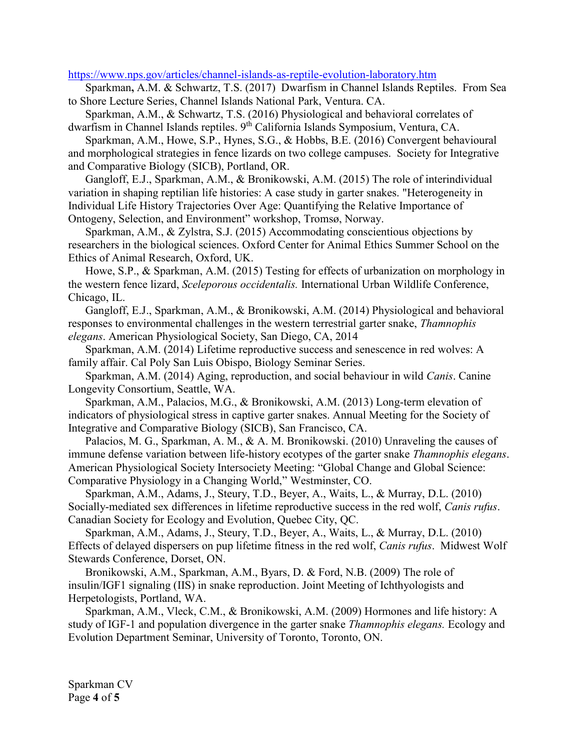https://www.nps.gov/articles/channel-islands-as-reptile-evolution-laboratory.htm

Sparkman**,** A.M. & Schwartz, T.S. (2017) Dwarfism in Channel Islands Reptiles. From Sea to Shore Lecture Series, Channel Islands National Park, Ventura. CA.

Sparkman, A.M., & Schwartz, T.S. (2016) Physiological and behavioral correlates of dwarfism in Channel Islands reptiles. 9th California Islands Symposium, Ventura, CA.

Sparkman, A.M., Howe, S.P., Hynes, S.G., & Hobbs, B.E. (2016) Convergent behavioural and morphological strategies in fence lizards on two college campuses. Society for Integrative and Comparative Biology (SICB), Portland, OR.

Gangloff, E.J., Sparkman, A.M., & Bronikowski, A.M. (2015) The role of interindividual variation in shaping reptilian life histories: A case study in garter snakes. "Heterogeneity in Individual Life History Trajectories Over Age: Quantifying the Relative Importance of Ontogeny, Selection, and Environment" workshop, Tromsø, Norway.

Sparkman, A.M., & Zylstra, S.J. (2015) Accommodating conscientious objections by researchers in the biological sciences. Oxford Center for Animal Ethics Summer School on the Ethics of Animal Research, Oxford, UK.

Howe, S.P., & Sparkman, A.M. (2015) Testing for effects of urbanization on morphology in the western fence lizard, *Sceleporous occidentalis.* International Urban Wildlife Conference, Chicago, IL.

Gangloff, E.J., Sparkman, A.M., & Bronikowski, A.M. (2014) Physiological and behavioral responses to environmental challenges in the western terrestrial garter snake, *Thamnophis elegans*. American Physiological Society, San Diego, CA, 2014

Sparkman, A.M. (2014) Lifetime reproductive success and senescence in red wolves: A family affair. Cal Poly San Luis Obispo, Biology Seminar Series.

Sparkman, A.M. (2014) Aging, reproduction, and social behaviour in wild *Canis*. Canine Longevity Consortium, Seattle, WA.

Sparkman, A.M., Palacios, M.G., & Bronikowski, A.M. (2013) Long-term elevation of indicators of physiological stress in captive garter snakes. Annual Meeting for the Society of Integrative and Comparative Biology (SICB), San Francisco, CA.

Palacios, M. G., Sparkman, A. M., & A. M. Bronikowski. (2010) Unraveling the causes of immune defense variation between life-history ecotypes of the garter snake *Thamnophis elegans*. American Physiological Society Intersociety Meeting: "Global Change and Global Science: Comparative Physiology in a Changing World," Westminster, CO.

Sparkman, A.M., Adams, J., Steury, T.D., Beyer, A., Waits, L., & Murray, D.L. (2010) Socially-mediated sex differences in lifetime reproductive success in the red wolf, *Canis rufus*. Canadian Society for Ecology and Evolution, Quebec City, QC.

Sparkman, A.M., Adams, J., Steury, T.D., Beyer, A., Waits, L., & Murray, D.L. (2010) Effects of delayed dispersers on pup lifetime fitness in the red wolf, *Canis rufus*. Midwest Wolf Stewards Conference, Dorset, ON.

Bronikowski, A.M., Sparkman, A.M., Byars, D. & Ford, N.B. (2009) The role of insulin/IGF1 signaling (IIS) in snake reproduction. Joint Meeting of Ichthyologists and Herpetologists, Portland, WA.

Sparkman, A.M., Vleck, C.M., & Bronikowski, A.M. (2009) Hormones and life history: A study of IGF-1 and population divergence in the garter snake *Thamnophis elegans.* Ecology and Evolution Department Seminar, University of Toronto, Toronto, ON.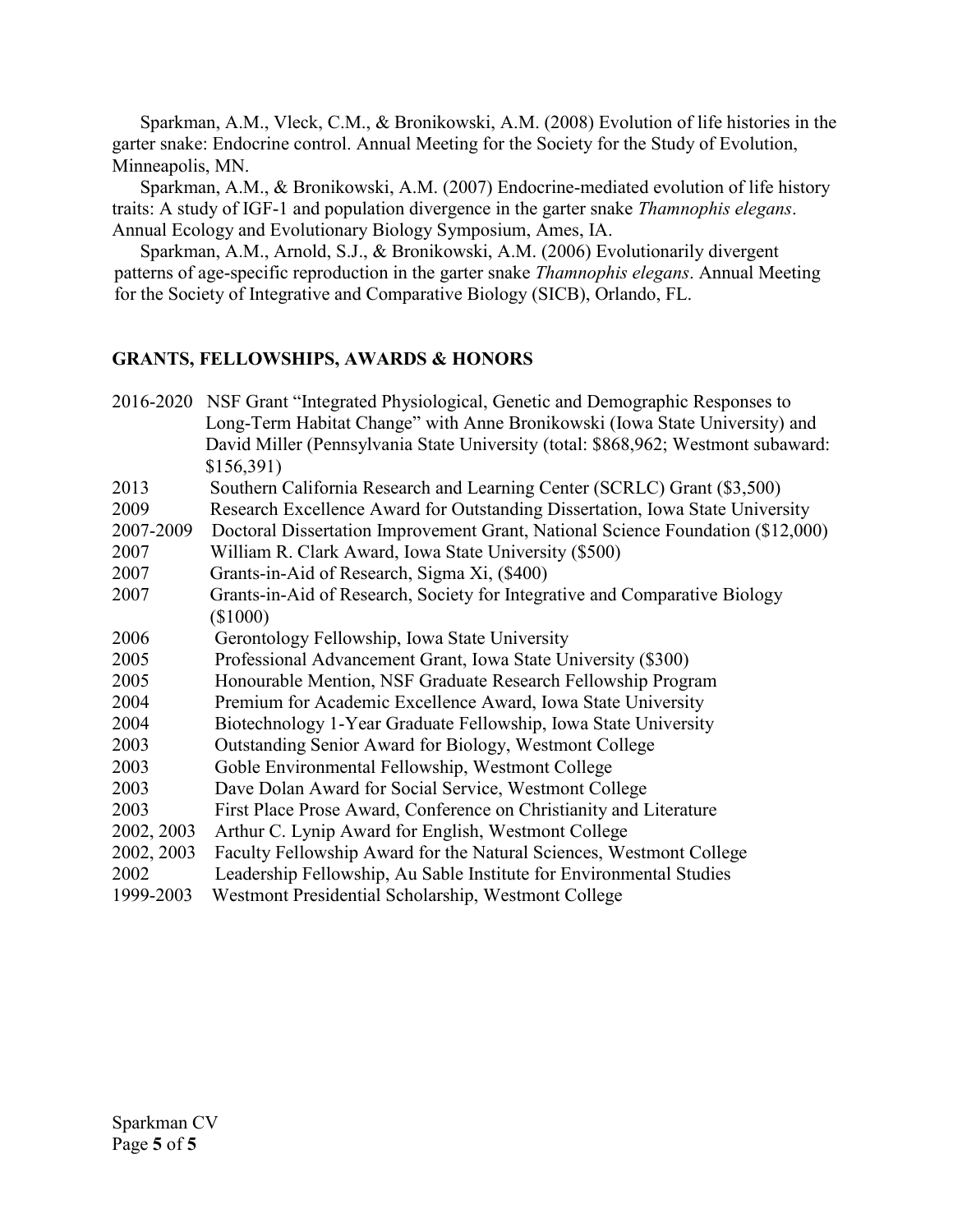Sparkman, A.M., Vleck, C.M., & Bronikowski, A.M. (2008) Evolution of life histories in the garter snake: Endocrine control. Annual Meeting for the Society for the Study of Evolution, Minneapolis, MN.

Sparkman, A.M., & Bronikowski, A.M. (2007) Endocrine-mediated evolution of life history traits: A study of IGF-1 and population divergence in the garter snake *Thamnophis elegans*. Annual Ecology and Evolutionary Biology Symposium, Ames, IA.

Sparkman, A.M., Arnold, S.J., & Bronikowski, A.M. (2006) Evolutionarily divergent patterns of age-specific reproduction in the garter snake *Thamnophis elegans*. Annual Meeting for the Society of Integrative and Comparative Biology (SICB), Orlando, FL.

## GRANTS, FELLOWSHIPS, AWARDS & HONORS

| | |
|---|---|
| 2016-2020 | NSF Grant "Integrated Physiological, Genetic and Demographic Responses to Long-Term Habitat Change" with Anne Bronikowski (Iowa State University) and David Miller (Pennsylvania State University (total: $868,962; Westmont subaward: $156,391) |
| 2013 | Southern California Research and Learning Center (SCRLC) Grant ($3,500) |
| 2009 | Research Excellence Award for Outstanding Dissertation, Iowa State University |
| 2007-2009 | Doctoral Dissertation Improvement Grant, National Science Foundation ($12,000) |
| 2007 | William R. Clark Award, Iowa State University ($500) |
| 2007 | Grants-in-Aid of Research, Sigma Xi, ($400) |
| 2007 | Grants-in-Aid of Research, Society for Integrative and Comparative Biology ($1000) |
| 2006 | Gerontology Fellowship, Iowa State University |
| 2005 | Professional Advancement Grant, Iowa State University ($300) |
| 2005 | Honourable Mention, NSF Graduate Research Fellowship Program |
| 2004 | Premium for Academic Excellence Award, Iowa State University |
| 2004 | Biotechnology 1-Year Graduate Fellowship, Iowa State University |
| 2003 | Outstanding Senior Award for Biology, Westmont College |
| 2003 | Goble Environmental Fellowship, Westmont College |
| 2003 | Dave Dolan Award for Social Service, Westmont College |
| 2003 | First Place Prose Award, Conference on Christianity and Literature |
| 2002, 2003 | Arthur C. Lynip Award for English, Westmont College |
| 2002, 2003 | Faculty Fellowship Award for the Natural Sciences, Westmont College |
| 2002 | Leadership Fellowship, Au Sable Institute for Environmental Studies |
| 1999-2003 | Westmont Presidential Scholarship, Westmont College |